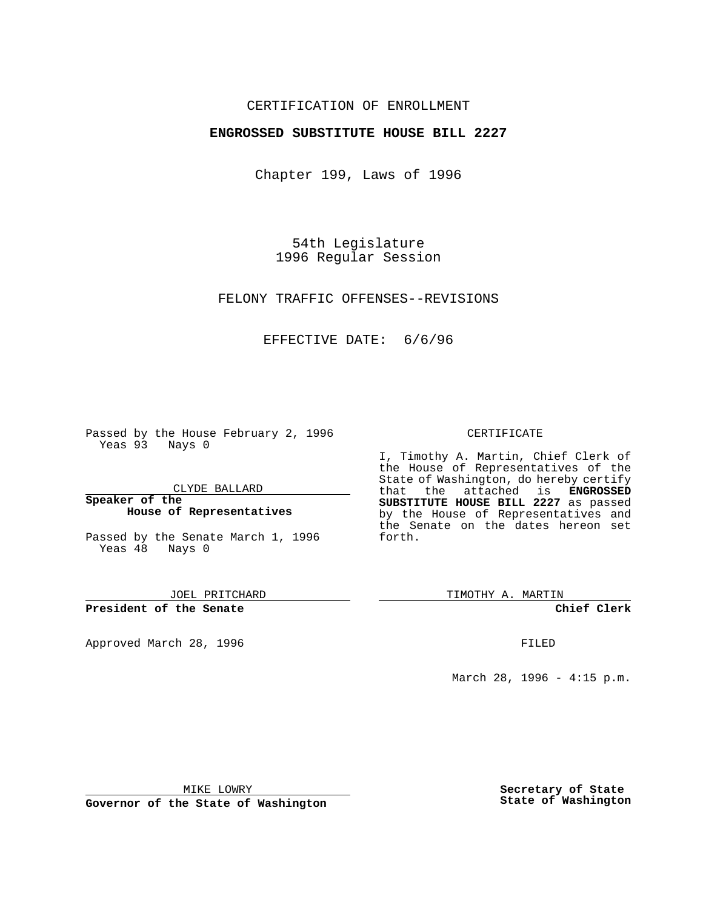CERTIFICATION OF ENROLLMENT

**ENGROSSED SUBSTITUTE HOUSE BILL 2227**

Chapter 199, Laws of 1996

54th Legislature
1996 Regular Session

FELONY TRAFFIC OFFENSES--REVISIONS

EFFECTIVE DATE: 6/6/96

Passed by the House February 2, 1996
Yeas 93 Nays 0

CLYDE BALLARD

**Speaker of the House of Representatives**

Passed by the Senate March 1, 1996
Yeas 48 Nays 0

JOEL PRITCHARD

**President of the Senate**

Approved March 28, 1996

MIKE LOWRY

**Governor of the State of Washington**

CERTIFICATE

I, Timothy A. Martin, Chief Clerk of the House of Representatives of the State of Washington, do hereby certify that the attached is **ENGROSSED SUBSTITUTE HOUSE BILL 2227** as passed by the House of Representatives and the Senate on the dates hereon set forth.

TIMOTHY A. MARTIN

**Chief Clerk**

FILED

March 28, 1996 - 4:15 p.m.

**Secretary of State**
**State of Washington**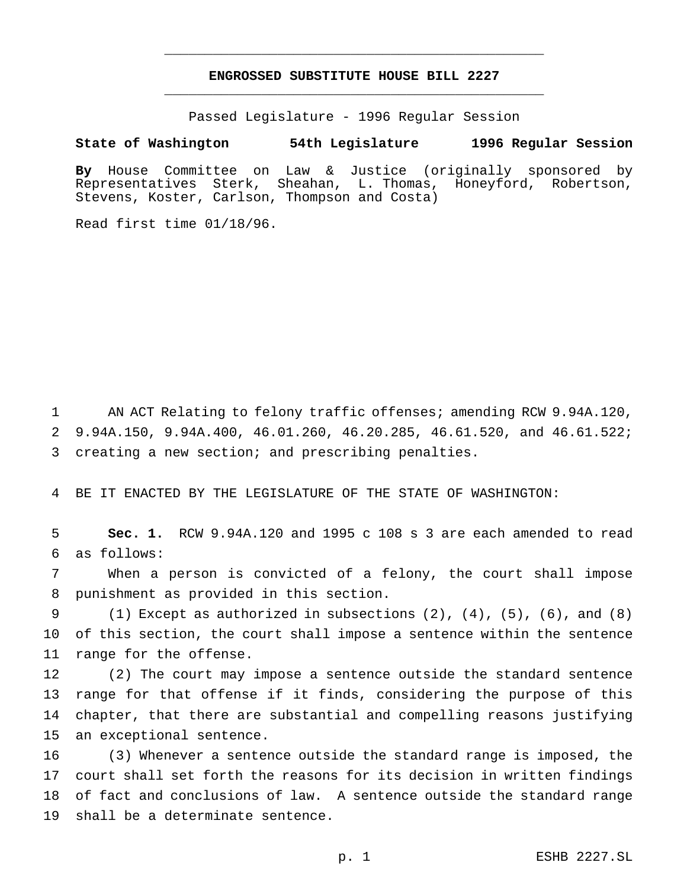# ENGROSSED SUBSTITUTE HOUSE BILL 2227

Passed Legislature - 1996 Regular Session

**State of Washington 54th Legislature 1996 Regular Session**

**By** House Committee on Law & Justice (originally sponsored by Representatives Sterk, Sheahan, L. Thomas, Honeyford, Robertson, Stevens, Koster, Carlson, Thompson and Costa)

Read first time 01/18/96.

AN ACT Relating to felony traffic offenses; amending RCW 9.94A.120, 9.94A.150, 9.94A.400, 46.01.260, 46.20.285, 46.61.520, and 46.61.522; creating a new section; and prescribing penalties.

BE IT ENACTED BY THE LEGISLATURE OF THE STATE OF WASHINGTON:

**Sec. 1.** RCW 9.94A.120 and 1995 c 108 s 3 are each amended to read as follows:

When a person is convicted of a felony, the court shall impose punishment as provided in this section.

(1) Except as authorized in subsections (2), (4), (5), (6), and (8) of this section, the court shall impose a sentence within the sentence range for the offense.

(2) The court may impose a sentence outside the standard sentence range for that offense if it finds, considering the purpose of this chapter, that there are substantial and compelling reasons justifying an exceptional sentence.

(3) Whenever a sentence outside the standard range is imposed, the court shall set forth the reasons for its decision in written findings of fact and conclusions of law. A sentence outside the standard range shall be a determinate sentence.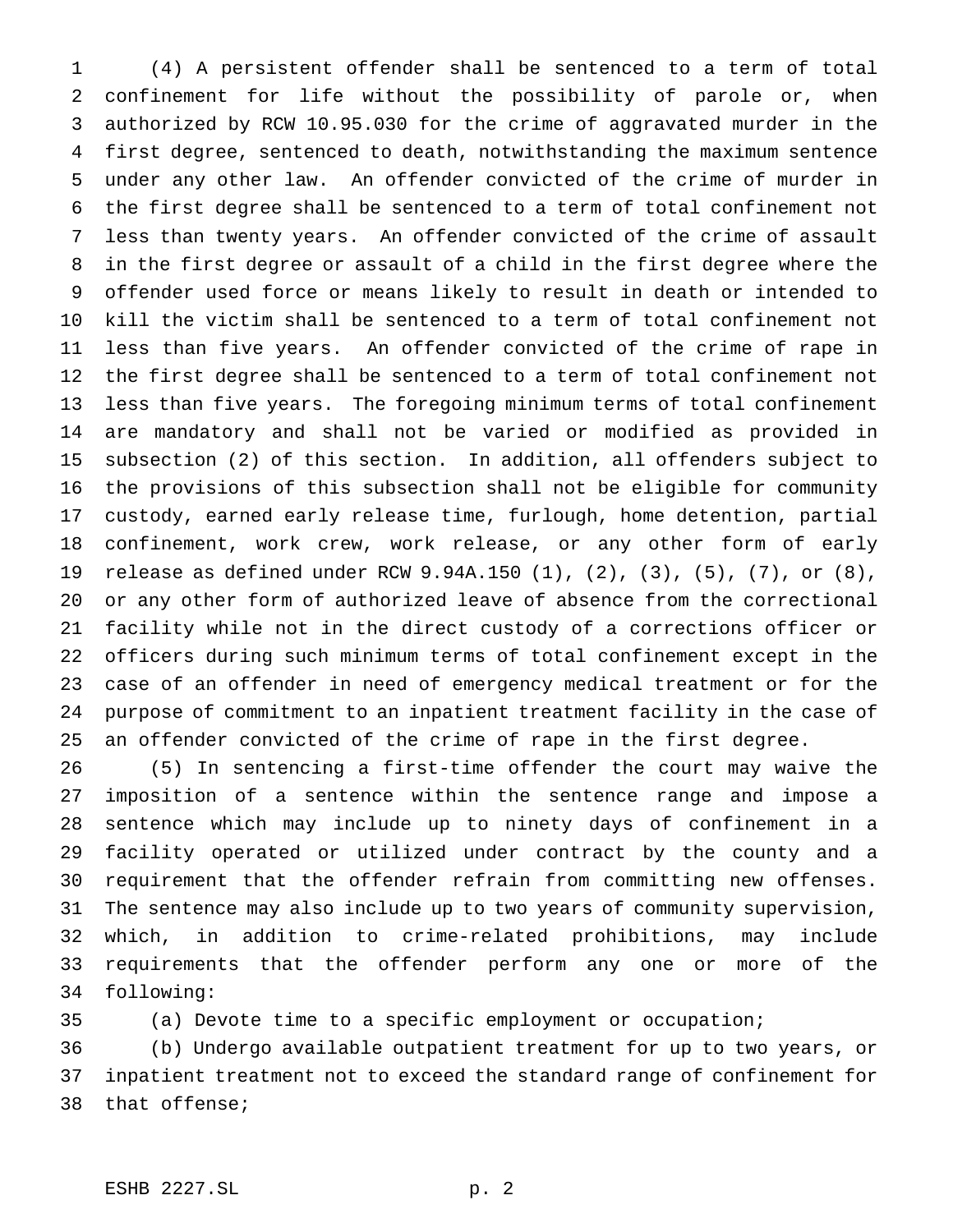(4) A persistent offender shall be sentenced to a term of total confinement for life without the possibility of parole or, when authorized by RCW 10.95.030 for the crime of aggravated murder in the first degree, sentenced to death, notwithstanding the maximum sentence under any other law. An offender convicted of the crime of murder in the first degree shall be sentenced to a term of total confinement not less than twenty years. An offender convicted of the crime of assault in the first degree or assault of a child in the first degree where the offender used force or means likely to result in death or intended to kill the victim shall be sentenced to a term of total confinement not less than five years. An offender convicted of the crime of rape in the first degree shall be sentenced to a term of total confinement not less than five years. The foregoing minimum terms of total confinement are mandatory and shall not be varied or modified as provided in subsection (2) of this section. In addition, all offenders subject to the provisions of this subsection shall not be eligible for community custody, earned early release time, furlough, home detention, partial confinement, work crew, work release, or any other form of early release as defined under RCW 9.94A.150 (1), (2), (3), (5), (7), or (8), or any other form of authorized leave of absence from the correctional facility while not in the direct custody of a corrections officer or officers during such minimum terms of total confinement except in the case of an offender in need of emergency medical treatment or for the purpose of commitment to an inpatient treatment facility in the case of an offender convicted of the crime of rape in the first degree.

(5) In sentencing a first-time offender the court may waive the imposition of a sentence within the sentence range and impose a sentence which may include up to ninety days of confinement in a facility operated or utilized under contract by the county and a requirement that the offender refrain from committing new offenses. The sentence may also include up to two years of community supervision, which, in addition to crime-related prohibitions, may include requirements that the offender perform any one or more of the following:

(a) Devote time to a specific employment or occupation;

(b) Undergo available outpatient treatment for up to two years, or inpatient treatment not to exceed the standard range of confinement for that offense;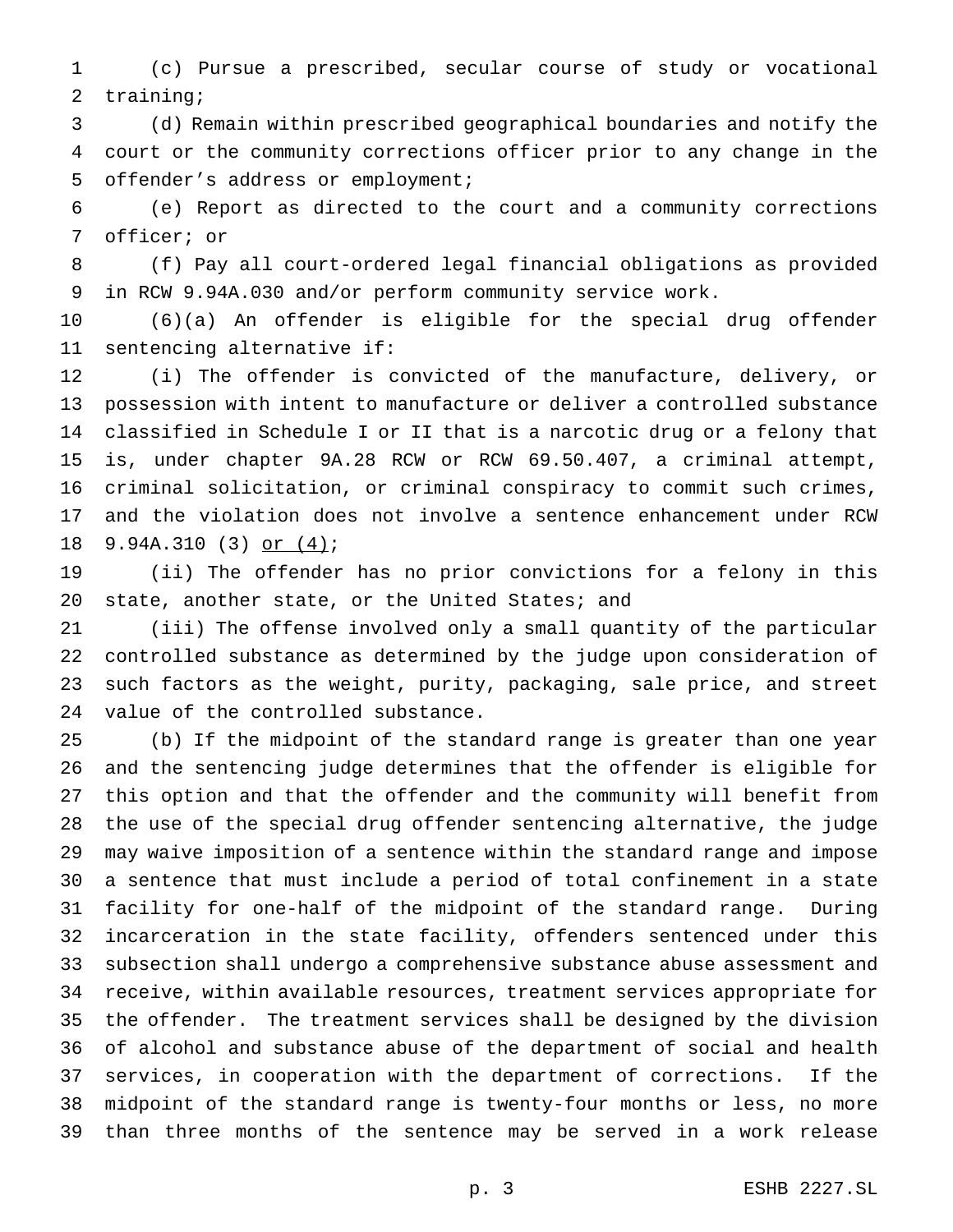(c) Pursue a prescribed, secular course of study or vocational training;

(d) Remain within prescribed geographical boundaries and notify the court or the community corrections officer prior to any change in the offender's address or employment;

(e) Report as directed to the court and a community corrections officer; or

(f) Pay all court-ordered legal financial obligations as provided in RCW 9.94A.030 and/or perform community service work.

(6)(a) An offender is eligible for the special drug offender sentencing alternative if:

(i) The offender is convicted of the manufacture, delivery, or possession with intent to manufacture or deliver a controlled substance classified in Schedule I or II that is a narcotic drug or a felony that is, under chapter 9A.28 RCW or RCW 69.50.407, a criminal attempt, criminal solicitation, or criminal conspiracy to commit such crimes, and the violation does not involve a sentence enhancement under RCW 9.94A.310 (3) <u>or (4)</u>;

(ii) The offender has no prior convictions for a felony in this state, another state, or the United States; and

(iii) The offense involved only a small quantity of the particular controlled substance as determined by the judge upon consideration of such factors as the weight, purity, packaging, sale price, and street value of the controlled substance.

(b) If the midpoint of the standard range is greater than one year and the sentencing judge determines that the offender is eligible for this option and that the offender and the community will benefit from the use of the special drug offender sentencing alternative, the judge may waive imposition of a sentence within the standard range and impose a sentence that must include a period of total confinement in a state facility for one-half of the midpoint of the standard range. During incarceration in the state facility, offenders sentenced under this subsection shall undergo a comprehensive substance abuse assessment and receive, within available resources, treatment services appropriate for the offender. The treatment services shall be designed by the division of alcohol and substance abuse of the department of social and health services, in cooperation with the department of corrections. If the midpoint of the standard range is twenty-four months or less, no more than three months of the sentence may be served in a work release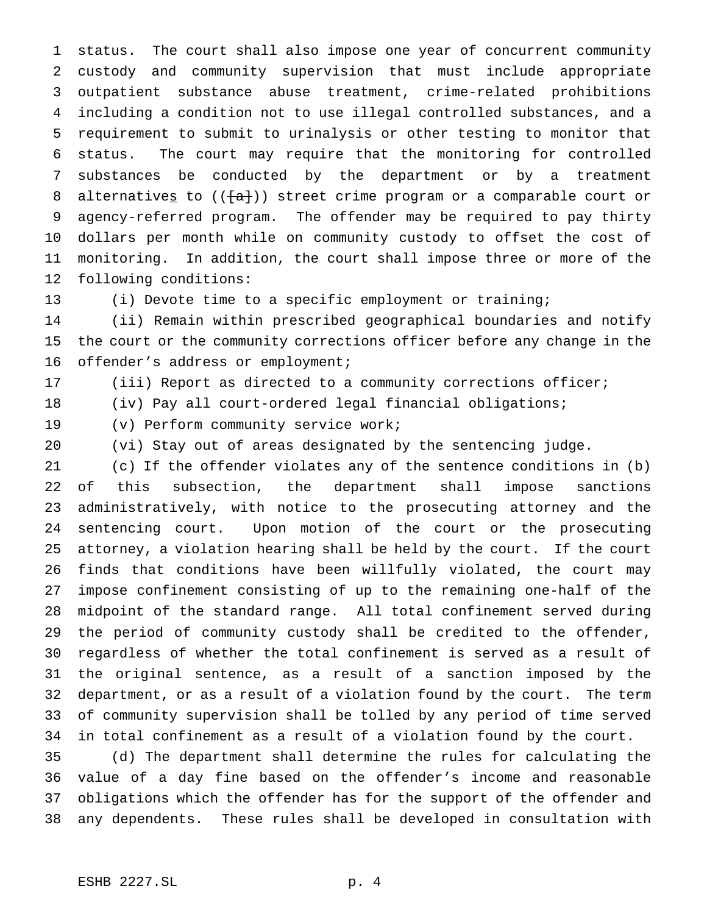status. The court shall also impose one year of concurrent community custody and community supervision that must include appropriate outpatient substance abuse treatment, crime-related prohibitions including a condition not to use illegal controlled substances, and a requirement to submit to urinalysis or other testing to monitor that status. The court may require that the monitoring for controlled substances be conducted by the department or by a treatment alternatives to (([a])) street crime program or a comparable court or agency-referred program. The offender may be required to pay thirty dollars per month while on community custody to offset the cost of monitoring. In addition, the court shall impose three or more of the following conditions:

(i) Devote time to a specific employment or training;

(ii) Remain within prescribed geographical boundaries and notify the court or the community corrections officer before any change in the offender's address or employment;

(iii) Report as directed to a community corrections officer;

(iv) Pay all court-ordered legal financial obligations;

(v) Perform community service work;

(vi) Stay out of areas designated by the sentencing judge.

(c) If the offender violates any of the sentence conditions in (b) of this subsection, the department shall impose sanctions administratively, with notice to the prosecuting attorney and the sentencing court. Upon motion of the court or the prosecuting attorney, a violation hearing shall be held by the court. If the court finds that conditions have been willfully violated, the court may impose confinement consisting of up to the remaining one-half of the midpoint of the standard range. All total confinement served during the period of community custody shall be credited to the offender, regardless of whether the total confinement is served as a result of the original sentence, as a result of a sanction imposed by the department, or as a result of a violation found by the court. The term of community supervision shall be tolled by any period of time served in total confinement as a result of a violation found by the court.

(d) The department shall determine the rules for calculating the value of a day fine based on the offender's income and reasonable obligations which the offender has for the support of the offender and any dependents. These rules shall be developed in consultation with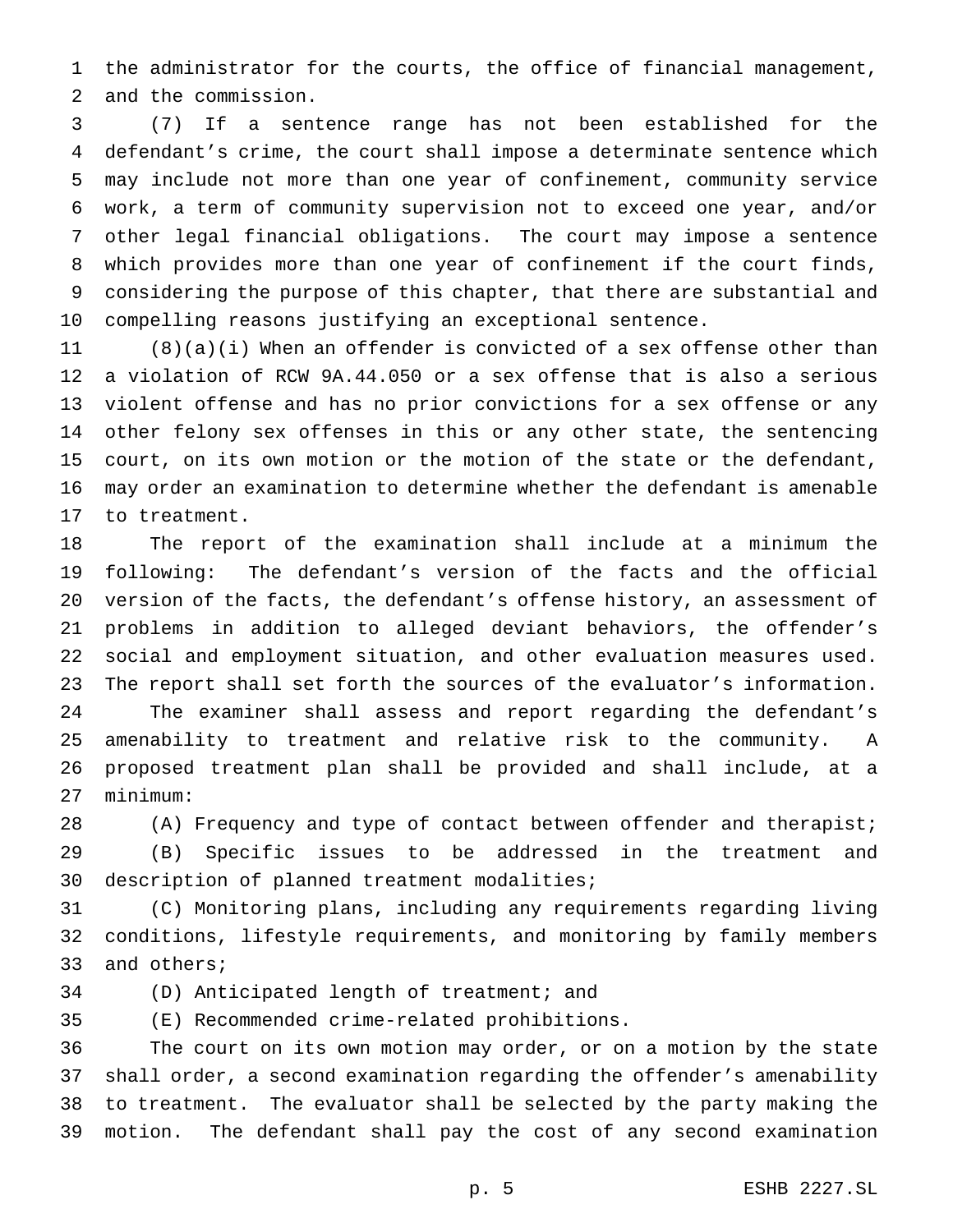the administrator for the courts, the office of financial management, and the commission.

(7) If a sentence range has not been established for the defendant's crime, the court shall impose a determinate sentence which may include not more than one year of confinement, community service work, a term of community supervision not to exceed one year, and/or other legal financial obligations. The court may impose a sentence which provides more than one year of confinement if the court finds, considering the purpose of this chapter, that there are substantial and compelling reasons justifying an exceptional sentence.

(8)(a)(i) When an offender is convicted of a sex offense other than a violation of RCW 9A.44.050 or a sex offense that is also a serious violent offense and has no prior convictions for a sex offense or any other felony sex offenses in this or any other state, the sentencing court, on its own motion or the motion of the state or the defendant, may order an examination to determine whether the defendant is amenable to treatment.

The report of the examination shall include at a minimum the following: The defendant's version of the facts and the official version of the facts, the defendant's offense history, an assessment of problems in addition to alleged deviant behaviors, the offender's social and employment situation, and other evaluation measures used. The report shall set forth the sources of the evaluator's information.

The examiner shall assess and report regarding the defendant's amenability to treatment and relative risk to the community. A proposed treatment plan shall be provided and shall include, at a minimum:

(A) Frequency and type of contact between offender and therapist;

(B) Specific issues to be addressed in the treatment and description of planned treatment modalities;

(C) Monitoring plans, including any requirements regarding living conditions, lifestyle requirements, and monitoring by family members and others;

(D) Anticipated length of treatment; and

(E) Recommended crime-related prohibitions.

The court on its own motion may order, or on a motion by the state shall order, a second examination regarding the offender's amenability to treatment. The evaluator shall be selected by the party making the motion. The defendant shall pay the cost of any second examination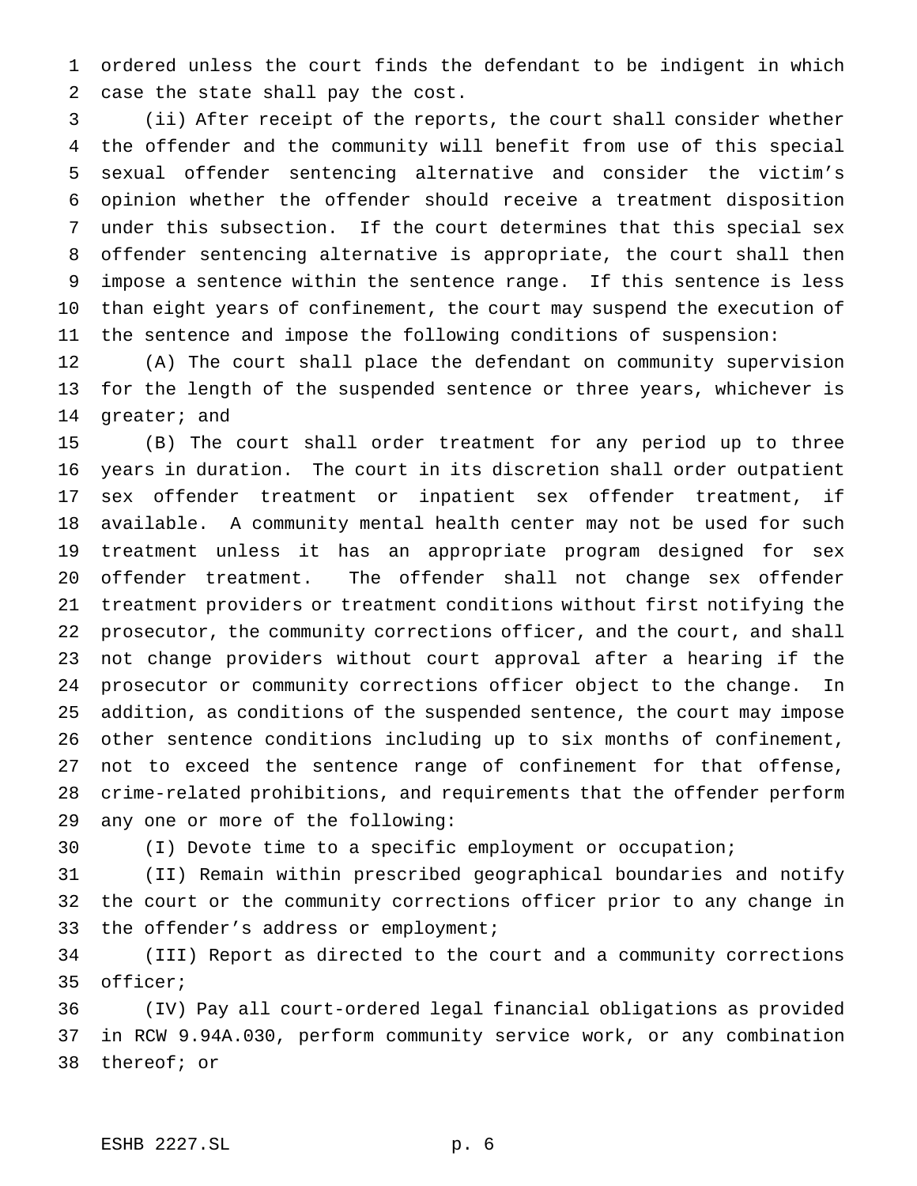ordered unless the court finds the defendant to be indigent in which case the state shall pay the cost.

(ii) After receipt of the reports, the court shall consider whether the offender and the community will benefit from use of this special sexual offender sentencing alternative and consider the victim's opinion whether the offender should receive a treatment disposition under this subsection. If the court determines that this special sex offender sentencing alternative is appropriate, the court shall then impose a sentence within the sentence range. If this sentence is less than eight years of confinement, the court may suspend the execution of the sentence and impose the following conditions of suspension:

(A) The court shall place the defendant on community supervision for the length of the suspended sentence or three years, whichever is greater; and

(B) The court shall order treatment for any period up to three years in duration. The court in its discretion shall order outpatient sex offender treatment or inpatient sex offender treatment, if available. A community mental health center may not be used for such treatment unless it has an appropriate program designed for sex offender treatment. The offender shall not change sex offender treatment providers or treatment conditions without first notifying the prosecutor, the community corrections officer, and the court, and shall not change providers without court approval after a hearing if the prosecutor or community corrections officer object to the change. In addition, as conditions of the suspended sentence, the court may impose other sentence conditions including up to six months of confinement, not to exceed the sentence range of confinement for that offense, crime-related prohibitions, and requirements that the offender perform any one or more of the following:

(I) Devote time to a specific employment or occupation;

(II) Remain within prescribed geographical boundaries and notify the court or the community corrections officer prior to any change in the offender's address or employment;

(III) Report as directed to the court and a community corrections officer;

(IV) Pay all court-ordered legal financial obligations as provided in RCW 9.94A.030, perform community service work, or any combination thereof; or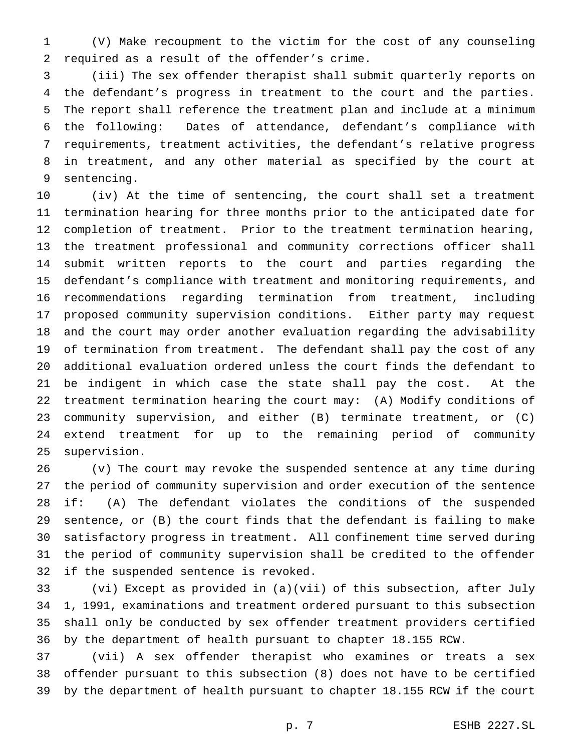(V) Make recoupment to the victim for the cost of any counseling required as a result of the offender's crime.

(iii) The sex offender therapist shall submit quarterly reports on the defendant's progress in treatment to the court and the parties. The report shall reference the treatment plan and include at a minimum the following: Dates of attendance, defendant's compliance with requirements, treatment activities, the defendant's relative progress in treatment, and any other material as specified by the court at sentencing.

(iv) At the time of sentencing, the court shall set a treatment termination hearing for three months prior to the anticipated date for completion of treatment. Prior to the treatment termination hearing, the treatment professional and community corrections officer shall submit written reports to the court and parties regarding the defendant's compliance with treatment and monitoring requirements, and recommendations regarding termination from treatment, including proposed community supervision conditions. Either party may request and the court may order another evaluation regarding the advisability of termination from treatment. The defendant shall pay the cost of any additional evaluation ordered unless the court finds the defendant to be indigent in which case the state shall pay the cost. At the treatment termination hearing the court may: (A) Modify conditions of community supervision, and either (B) terminate treatment, or (C) extend treatment for up to the remaining period of community supervision.

(v) The court may revoke the suspended sentence at any time during the period of community supervision and order execution of the sentence if: (A) The defendant violates the conditions of the suspended sentence, or (B) the court finds that the defendant is failing to make satisfactory progress in treatment. All confinement time served during the period of community supervision shall be credited to the offender if the suspended sentence is revoked.

(vi) Except as provided in (a)(vii) of this subsection, after July 1, 1991, examinations and treatment ordered pursuant to this subsection shall only be conducted by sex offender treatment providers certified by the department of health pursuant to chapter 18.155 RCW.

(vii) A sex offender therapist who examines or treats a sex offender pursuant to this subsection (8) does not have to be certified by the department of health pursuant to chapter 18.155 RCW if the court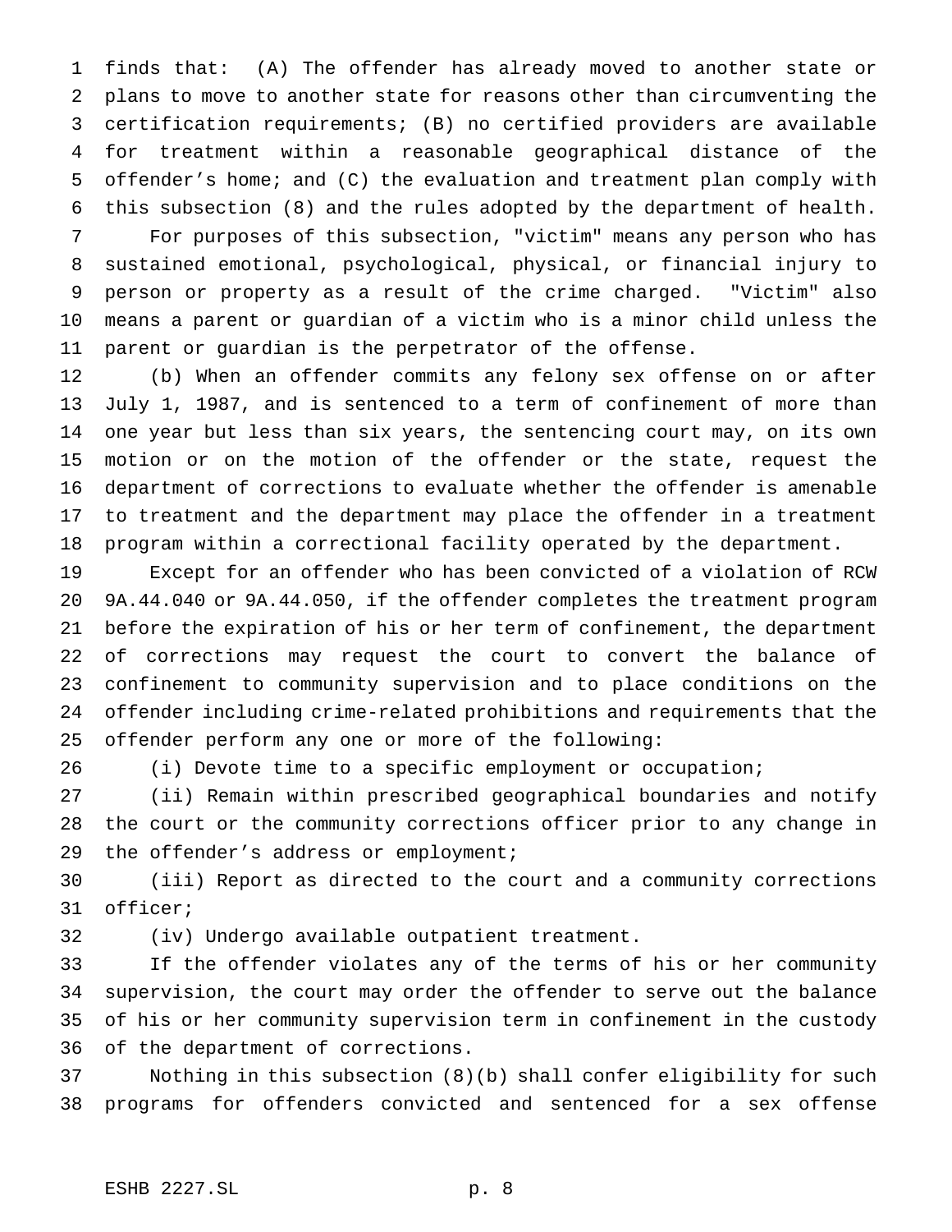finds that: (A) The offender has already moved to another state or plans to move to another state for reasons other than circumventing the certification requirements; (B) no certified providers are available for treatment within a reasonable geographical distance of the offender's home; and (C) the evaluation and treatment plan comply with this subsection (8) and the rules adopted by the department of health.

For purposes of this subsection, "victim" means any person who has sustained emotional, psychological, physical, or financial injury to person or property as a result of the crime charged. "Victim" also means a parent or guardian of a victim who is a minor child unless the parent or guardian is the perpetrator of the offense.

(b) When an offender commits any felony sex offense on or after July 1, 1987, and is sentenced to a term of confinement of more than one year but less than six years, the sentencing court may, on its own motion or on the motion of the offender or the state, request the department of corrections to evaluate whether the offender is amenable to treatment and the department may place the offender in a treatment program within a correctional facility operated by the department.

Except for an offender who has been convicted of a violation of RCW 9A.44.040 or 9A.44.050, if the offender completes the treatment program before the expiration of his or her term of confinement, the department of corrections may request the court to convert the balance of confinement to community supervision and to place conditions on the offender including crime-related prohibitions and requirements that the offender perform any one or more of the following:

(i) Devote time to a specific employment or occupation;

(ii) Remain within prescribed geographical boundaries and notify the court or the community corrections officer prior to any change in the offender's address or employment;

(iii) Report as directed to the court and a community corrections officer;

(iv) Undergo available outpatient treatment.

If the offender violates any of the terms of his or her community supervision, the court may order the offender to serve out the balance of his or her community supervision term in confinement in the custody of the department of corrections.

Nothing in this subsection (8)(b) shall confer eligibility for such programs for offenders convicted and sentenced for a sex offense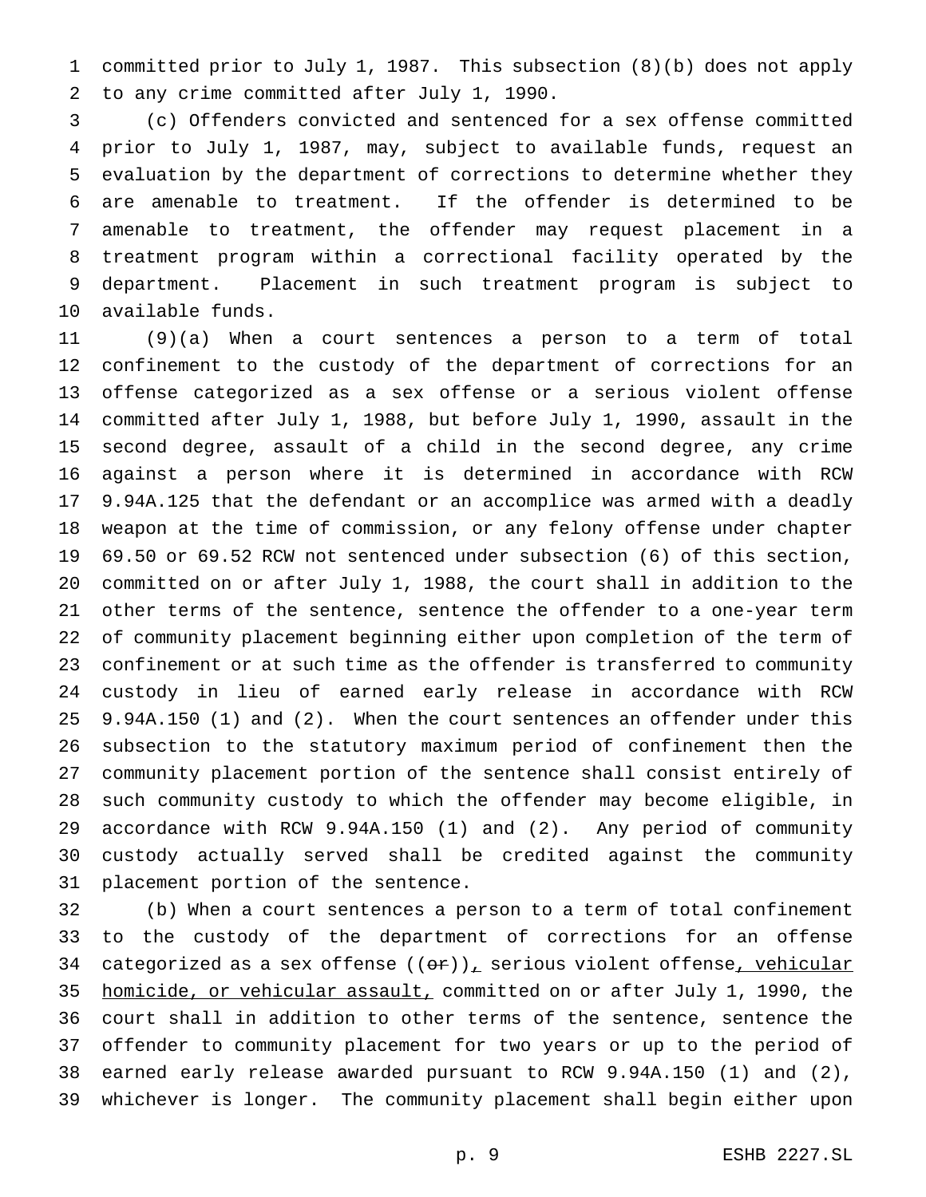committed prior to July 1, 1987. This subsection (8)(b) does not apply to any crime committed after July 1, 1990.

(c) Offenders convicted and sentenced for a sex offense committed prior to July 1, 1987, may, subject to available funds, request an evaluation by the department of corrections to determine whether they are amenable to treatment. If the offender is determined to be amenable to treatment, the offender may request placement in a treatment program within a correctional facility operated by the department. Placement in such treatment program is subject to available funds.

(9)(a) When a court sentences a person to a term of total confinement to the custody of the department of corrections for an offense categorized as a sex offense or a serious violent offense committed after July 1, 1988, but before July 1, 1990, assault in the second degree, assault of a child in the second degree, any crime against a person where it is determined in accordance with RCW 9.94A.125 that the defendant or an accomplice was armed with a deadly weapon at the time of commission, or any felony offense under chapter 69.50 or 69.52 RCW not sentenced under subsection (6) of this section, committed on or after July 1, 1988, the court shall in addition to the other terms of the sentence, sentence the offender to a one-year term of community placement beginning either upon completion of the term of confinement or at such time as the offender is transferred to community custody in lieu of earned early release in accordance with RCW 9.94A.150 (1) and (2). When the court sentences an offender under this subsection to the statutory maximum period of confinement then the community placement portion of the sentence shall consist entirely of such community custody to which the offender may become eligible, in accordance with RCW 9.94A.150 (1) and (2). Any period of community custody actually served shall be credited against the community placement portion of the sentence.

(b) When a court sentences a person to a term of total confinement to the custody of the department of corrections for an offense categorized as a sex offense ((~~or~~)), serious violent offense, vehicular homicide, or vehicular assault, committed on or after July 1, 1990, the court shall in addition to other terms of the sentence, sentence the offender to community placement for two years or up to the period of earned early release awarded pursuant to RCW 9.94A.150 (1) and (2), whichever is longer. The community placement shall begin either upon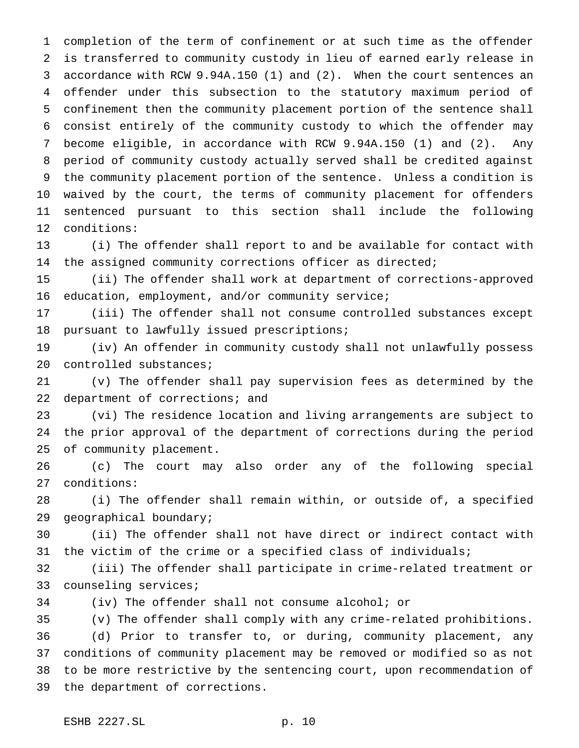completion of the term of confinement or at such time as the offender is transferred to community custody in lieu of earned early release in accordance with RCW 9.94A.150 (1) and (2). When the court sentences an offender under this subsection to the statutory maximum period of confinement then the community placement portion of the sentence shall consist entirely of the community custody to which the offender may become eligible, in accordance with RCW 9.94A.150 (1) and (2). Any period of community custody actually served shall be credited against the community placement portion of the sentence. Unless a condition is waived by the court, the terms of community placement for offenders sentenced pursuant to this section shall include the following conditions:

(i) The offender shall report to and be available for contact with the assigned community corrections officer as directed;

(ii) The offender shall work at department of corrections-approved education, employment, and/or community service;

(iii) The offender shall not consume controlled substances except pursuant to lawfully issued prescriptions;

(iv) An offender in community custody shall not unlawfully possess controlled substances;

(v) The offender shall pay supervision fees as determined by the department of corrections; and

(vi) The residence location and living arrangements are subject to the prior approval of the department of corrections during the period of community placement.

(c) The court may also order any of the following special conditions:

(i) The offender shall remain within, or outside of, a specified geographical boundary;

(ii) The offender shall not have direct or indirect contact with the victim of the crime or a specified class of individuals;

(iii) The offender shall participate in crime-related treatment or counseling services;

(iv) The offender shall not consume alcohol; or

(v) The offender shall comply with any crime-related prohibitions.

(d) Prior to transfer to, or during, community placement, any conditions of community placement may be removed or modified so as not to be more restrictive by the sentencing court, upon recommendation of the department of corrections.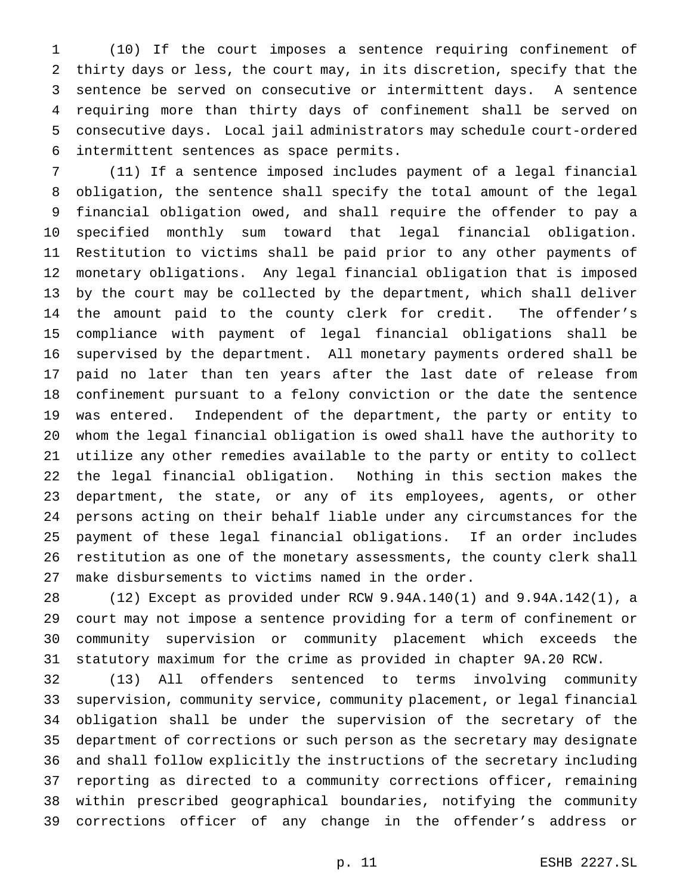(10) If the court imposes a sentence requiring confinement of thirty days or less, the court may, in its discretion, specify that the sentence be served on consecutive or intermittent days. A sentence requiring more than thirty days of confinement shall be served on consecutive days. Local jail administrators may schedule court-ordered intermittent sentences as space permits.

(11) If a sentence imposed includes payment of a legal financial obligation, the sentence shall specify the total amount of the legal financial obligation owed, and shall require the offender to pay a specified monthly sum toward that legal financial obligation. Restitution to victims shall be paid prior to any other payments of monetary obligations. Any legal financial obligation that is imposed by the court may be collected by the department, which shall deliver the amount paid to the county clerk for credit. The offender's compliance with payment of legal financial obligations shall be supervised by the department. All monetary payments ordered shall be paid no later than ten years after the last date of release from confinement pursuant to a felony conviction or the date the sentence was entered. Independent of the department, the party or entity to whom the legal financial obligation is owed shall have the authority to utilize any other remedies available to the party or entity to collect the legal financial obligation. Nothing in this section makes the department, the state, or any of its employees, agents, or other persons acting on their behalf liable under any circumstances for the payment of these legal financial obligations. If an order includes restitution as one of the monetary assessments, the county clerk shall make disbursements to victims named in the order.

(12) Except as provided under RCW 9.94A.140(1) and 9.94A.142(1), a court may not impose a sentence providing for a term of confinement or community supervision or community placement which exceeds the statutory maximum for the crime as provided in chapter 9A.20 RCW.

(13) All offenders sentenced to terms involving community supervision, community service, community placement, or legal financial obligation shall be under the supervision of the secretary of the department of corrections or such person as the secretary may designate and shall follow explicitly the instructions of the secretary including reporting as directed to a community corrections officer, remaining within prescribed geographical boundaries, notifying the community corrections officer of any change in the offender's address or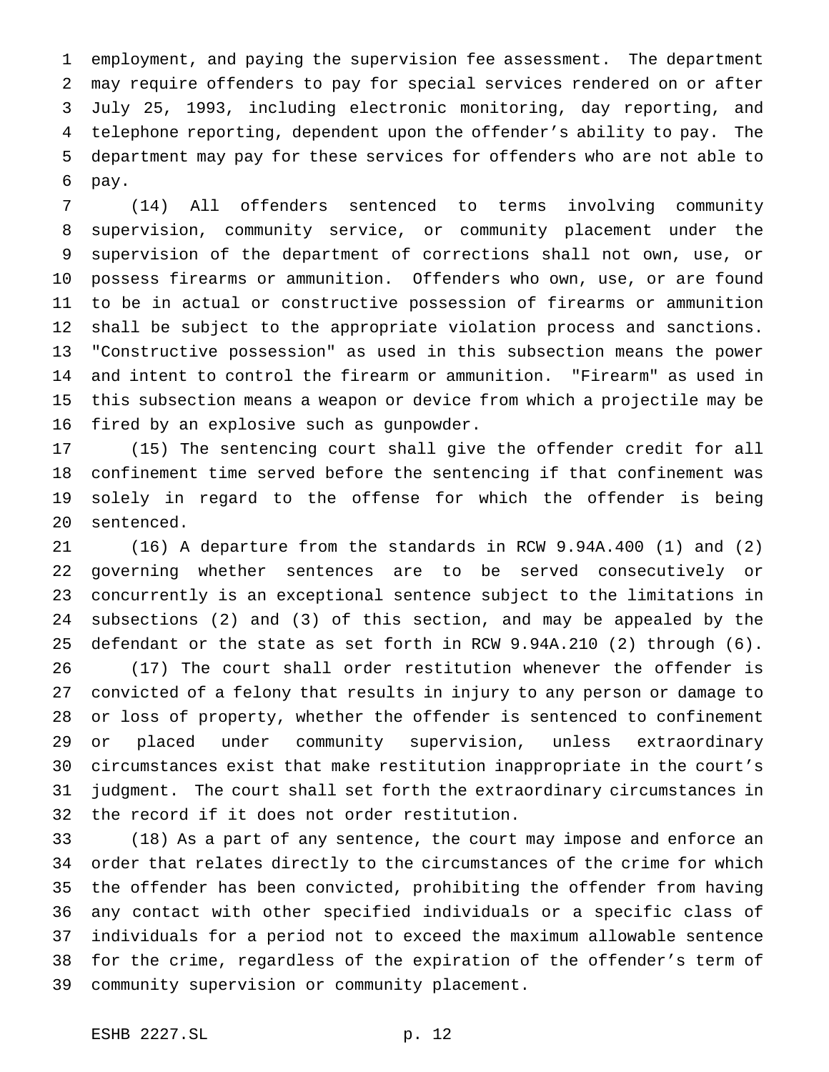employment, and paying the supervision fee assessment. The department may require offenders to pay for special services rendered on or after July 25, 1993, including electronic monitoring, day reporting, and telephone reporting, dependent upon the offender's ability to pay. The department may pay for these services for offenders who are not able to pay.

(14) All offenders sentenced to terms involving community supervision, community service, or community placement under the supervision of the department of corrections shall not own, use, or possess firearms or ammunition. Offenders who own, use, or are found to be in actual or constructive possession of firearms or ammunition shall be subject to the appropriate violation process and sanctions. "Constructive possession" as used in this subsection means the power and intent to control the firearm or ammunition. "Firearm" as used in this subsection means a weapon or device from which a projectile may be fired by an explosive such as gunpowder.

(15) The sentencing court shall give the offender credit for all confinement time served before the sentencing if that confinement was solely in regard to the offense for which the offender is being sentenced.

(16) A departure from the standards in RCW 9.94A.400 (1) and (2) governing whether sentences are to be served consecutively or concurrently is an exceptional sentence subject to the limitations in subsections (2) and (3) of this section, and may be appealed by the defendant or the state as set forth in RCW 9.94A.210 (2) through (6).

(17) The court shall order restitution whenever the offender is convicted of a felony that results in injury to any person or damage to or loss of property, whether the offender is sentenced to confinement or placed under community supervision, unless extraordinary circumstances exist that make restitution inappropriate in the court's judgment. The court shall set forth the extraordinary circumstances in the record if it does not order restitution.

(18) As a part of any sentence, the court may impose and enforce an order that relates directly to the circumstances of the crime for which the offender has been convicted, prohibiting the offender from having any contact with other specified individuals or a specific class of individuals for a period not to exceed the maximum allowable sentence for the crime, regardless of the expiration of the offender's term of community supervision or community placement.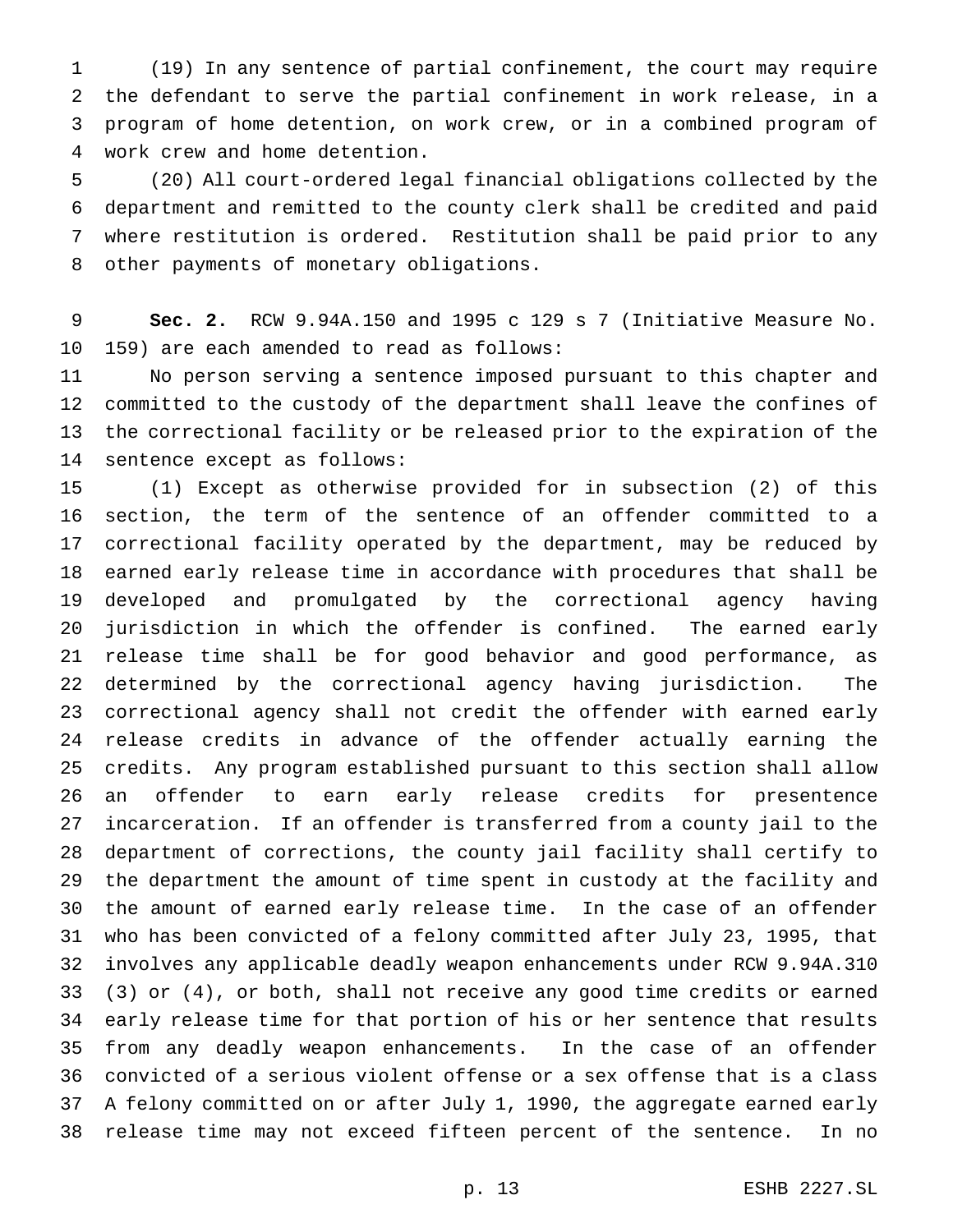(19) In any sentence of partial confinement, the court may require the defendant to serve the partial confinement in work release, in a program of home detention, on work crew, or in a combined program of work crew and home detention.

(20) All court-ordered legal financial obligations collected by the department and remitted to the county clerk shall be credited and paid where restitution is ordered. Restitution shall be paid prior to any other payments of monetary obligations.

**Sec. 2.** RCW 9.94A.150 and 1995 c 129 s 7 (Initiative Measure No. 159) are each amended to read as follows:

No person serving a sentence imposed pursuant to this chapter and committed to the custody of the department shall leave the confines of the correctional facility or be released prior to the expiration of the sentence except as follows:

(1) Except as otherwise provided for in subsection (2) of this section, the term of the sentence of an offender committed to a correctional facility operated by the department, may be reduced by earned early release time in accordance with procedures that shall be developed and promulgated by the correctional agency having jurisdiction in which the offender is confined. The earned early release time shall be for good behavior and good performance, as determined by the correctional agency having jurisdiction. The correctional agency shall not credit the offender with earned early release credits in advance of the offender actually earning the credits. Any program established pursuant to this section shall allow an offender to earn early release credits for presentence incarceration. If an offender is transferred from a county jail to the department of corrections, the county jail facility shall certify to the department the amount of time spent in custody at the facility and the amount of earned early release time. In the case of an offender who has been convicted of a felony committed after July 23, 1995, that involves any applicable deadly weapon enhancements under RCW 9.94A.310 (3) or (4), or both, shall not receive any good time credits or earned early release time for that portion of his or her sentence that results from any deadly weapon enhancements. In the case of an offender convicted of a serious violent offense or a sex offense that is a class A felony committed on or after July 1, 1990, the aggregate earned early release time may not exceed fifteen percent of the sentence. In no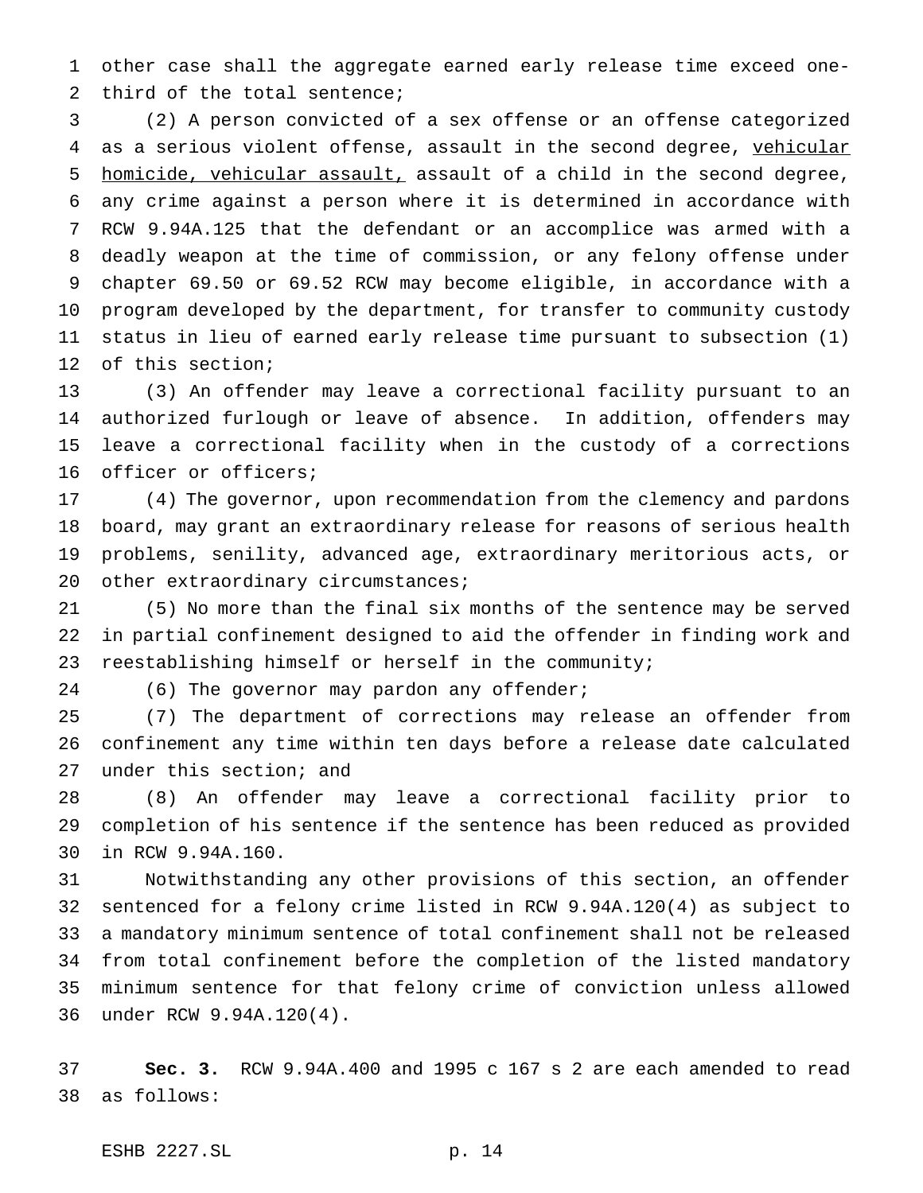other case shall the aggregate earned early release time exceed one-third of the total sentence;

(2) A person convicted of a sex offense or an offense categorized as a serious violent offense, assault in the second degree, vehicular homicide, vehicular assault, assault of a child in the second degree, any crime against a person where it is determined in accordance with RCW 9.94A.125 that the defendant or an accomplice was armed with a deadly weapon at the time of commission, or any felony offense under chapter 69.50 or 69.52 RCW may become eligible, in accordance with a program developed by the department, for transfer to community custody status in lieu of earned early release time pursuant to subsection (1) of this section;

(3) An offender may leave a correctional facility pursuant to an authorized furlough or leave of absence. In addition, offenders may leave a correctional facility when in the custody of a corrections officer or officers;

(4) The governor, upon recommendation from the clemency and pardons board, may grant an extraordinary release for reasons of serious health problems, senility, advanced age, extraordinary meritorious acts, or other extraordinary circumstances;

(5) No more than the final six months of the sentence may be served in partial confinement designed to aid the offender in finding work and reestablishing himself or herself in the community;

(6) The governor may pardon any offender;

(7) The department of corrections may release an offender from confinement any time within ten days before a release date calculated under this section; and

(8) An offender may leave a correctional facility prior to completion of his sentence if the sentence has been reduced as provided in RCW 9.94A.160.

Notwithstanding any other provisions of this section, an offender sentenced for a felony crime listed in RCW 9.94A.120(4) as subject to a mandatory minimum sentence of total confinement shall not be released from total confinement before the completion of the listed mandatory minimum sentence for that felony crime of conviction unless allowed under RCW 9.94A.120(4).

**Sec. 3.** RCW 9.94A.400 and 1995 c 167 s 2 are each amended to read as follows: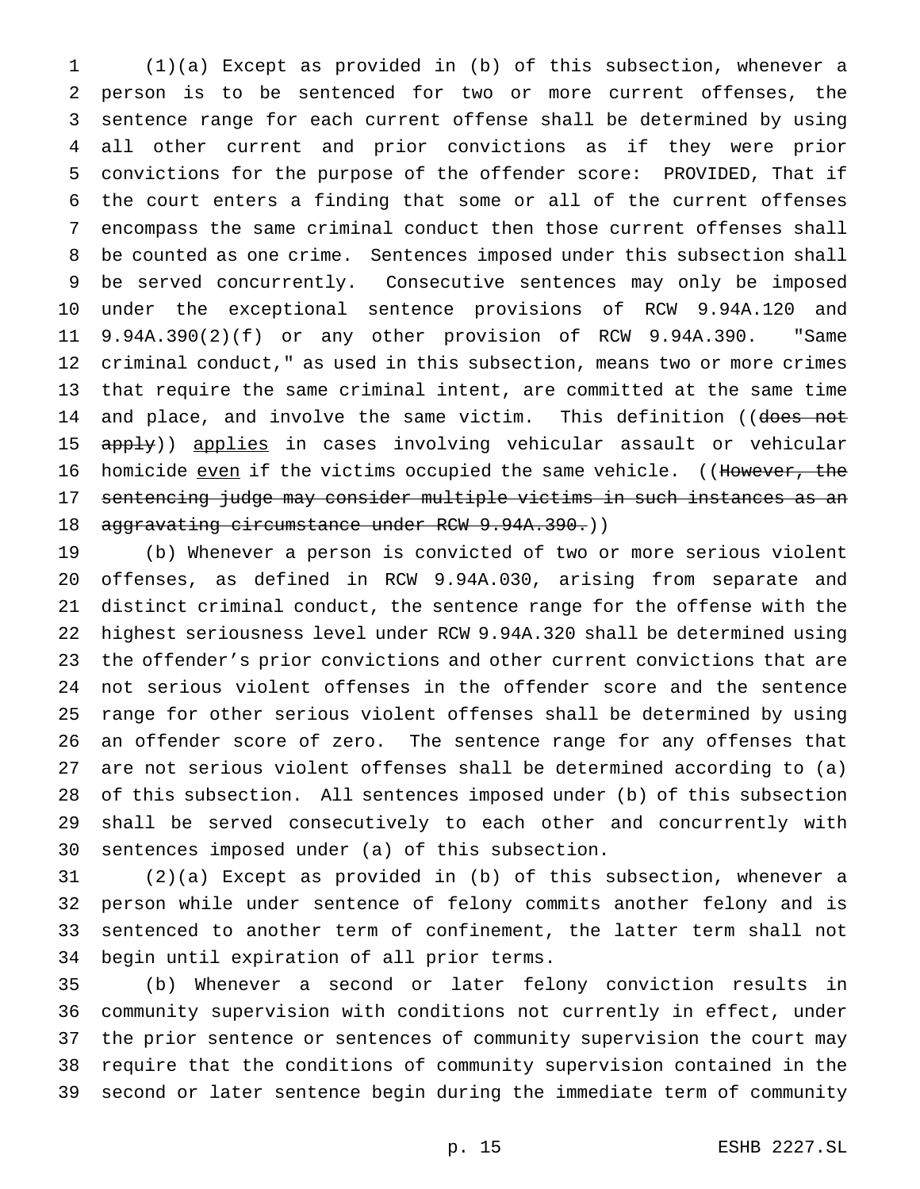(1)(a) Except as provided in (b) of this subsection, whenever a person is to be sentenced for two or more current offenses, the sentence range for each current offense shall be determined by using all other current and prior convictions as if they were prior convictions for the purpose of the offender score: PROVIDED, That if the court enters a finding that some or all of the current offenses encompass the same criminal conduct then those current offenses shall be counted as one crime. Sentences imposed under this subsection shall be served concurrently. Consecutive sentences may only be imposed under the exceptional sentence provisions of RCW 9.94A.120 and 9.94A.390(2)(f) or any other provision of RCW 9.94A.390. "Same criminal conduct," as used in this subsection, means two or more crimes that require the same criminal intent, are committed at the same time and place, and involve the same victim. This definition ((~~does not apply~~)) applies in cases involving vehicular assault or vehicular homicide even if the victims occupied the same vehicle. ((~~However, the sentencing judge may consider multiple victims in such instances as an aggravating circumstance under RCW 9.94A.390.~~))

(b) Whenever a person is convicted of two or more serious violent offenses, as defined in RCW 9.94A.030, arising from separate and distinct criminal conduct, the sentence range for the offense with the highest seriousness level under RCW 9.94A.320 shall be determined using the offender's prior convictions and other current convictions that are not serious violent offenses in the offender score and the sentence range for other serious violent offenses shall be determined by using an offender score of zero. The sentence range for any offenses that are not serious violent offenses shall be determined according to (a) of this subsection. All sentences imposed under (b) of this subsection shall be served consecutively to each other and concurrently with sentences imposed under (a) of this subsection.

(2)(a) Except as provided in (b) of this subsection, whenever a person while under sentence of felony commits another felony and is sentenced to another term of confinement, the latter term shall not begin until expiration of all prior terms.

(b) Whenever a second or later felony conviction results in community supervision with conditions not currently in effect, under the prior sentence or sentences of community supervision the court may require that the conditions of community supervision contained in the second or later sentence begin during the immediate term of community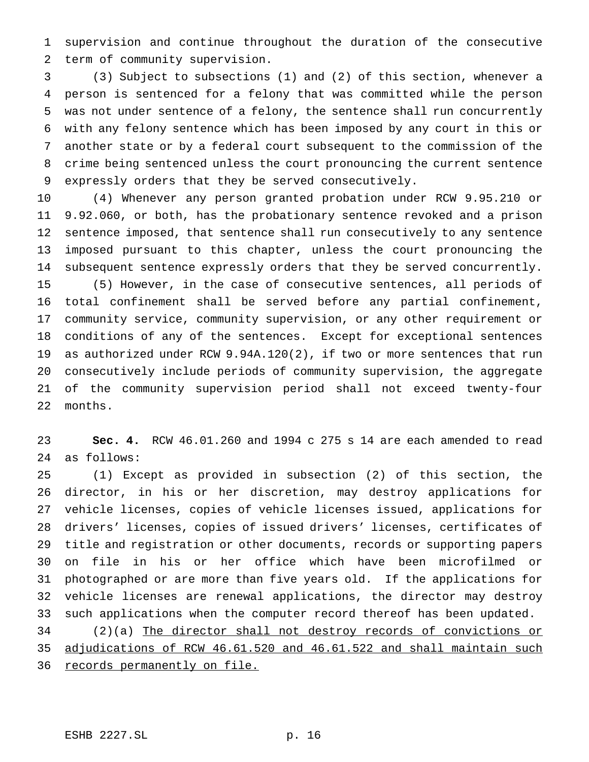supervision and continue throughout the duration of the consecutive term of community supervision.

(3) Subject to subsections (1) and (2) of this section, whenever a person is sentenced for a felony that was committed while the person was not under sentence of a felony, the sentence shall run concurrently with any felony sentence which has been imposed by any court in this or another state or by a federal court subsequent to the commission of the crime being sentenced unless the court pronouncing the current sentence expressly orders that they be served consecutively.

(4) Whenever any person granted probation under RCW 9.95.210 or 9.92.060, or both, has the probationary sentence revoked and a prison sentence imposed, that sentence shall run consecutively to any sentence imposed pursuant to this chapter, unless the court pronouncing the subsequent sentence expressly orders that they be served concurrently.

(5) However, in the case of consecutive sentences, all periods of total confinement shall be served before any partial confinement, community service, community supervision, or any other requirement or conditions of any of the sentences. Except for exceptional sentences as authorized under RCW 9.94A.120(2), if two or more sentences that run consecutively include periods of community supervision, the aggregate of the community supervision period shall not exceed twenty-four months.

**Sec. 4.** RCW 46.01.260 and 1994 c 275 s 14 are each amended to read as follows:

(1) Except as provided in subsection (2) of this section, the director, in his or her discretion, may destroy applications for vehicle licenses, copies of vehicle licenses issued, applications for drivers' licenses, copies of issued drivers' licenses, certificates of title and registration or other documents, records or supporting papers on file in his or her office which have been microfilmed or photographed or are more than five years old. If the applications for vehicle licenses are renewal applications, the director may destroy such applications when the computer record thereof has been updated.

(2)(a) <u>The director shall not destroy records of convictions or adjudications of RCW 46.61.520 and 46.61.522 and shall maintain such records permanently on file.</u>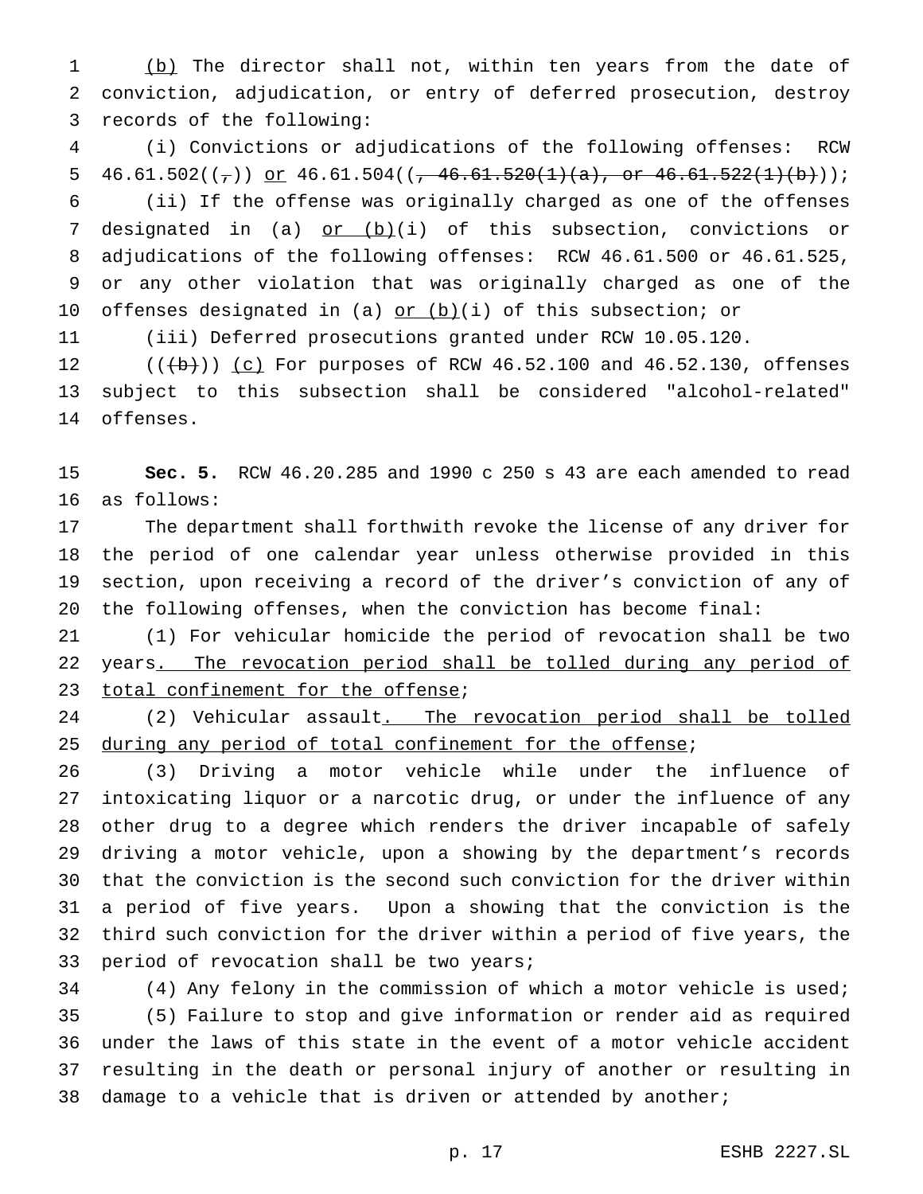(b) The director shall not, within ten years from the date of conviction, adjudication, or entry of deferred prosecution, destroy records of the following:

(i) Convictions or adjudications of the following offenses: RCW 46.61.502((,)) or 46.61.504((, 46.61.520(1)(a), or 46.61.522(1)(b)));

(ii) If the offense was originally charged as one of the offenses designated in (a) or (b)(i) of this subsection, convictions or adjudications of the following offenses: RCW 46.61.500 or 46.61.525, or any other violation that was originally charged as one of the offenses designated in (a) or (b)(i) of this subsection; or

(iii) Deferred prosecutions granted under RCW 10.05.120.

(((b))) (c) For purposes of RCW 46.52.100 and 46.52.130, offenses subject to this subsection shall be considered "alcohol-related" offenses.

**Sec. 5.** RCW 46.20.285 and 1990 c 250 s 43 are each amended to read as follows:

The department shall forthwith revoke the license of any driver for the period of one calendar year unless otherwise provided in this section, upon receiving a record of the driver's conviction of any of the following offenses, when the conviction has become final:

(1) For vehicular homicide the period of revocation shall be two years. The revocation period shall be tolled during any period of total confinement for the offense;

(2) Vehicular assault. The revocation period shall be tolled during any period of total confinement for the offense;

(3) Driving a motor vehicle while under the influence of intoxicating liquor or a narcotic drug, or under the influence of any other drug to a degree which renders the driver incapable of safely driving a motor vehicle, upon a showing by the department's records that the conviction is the second such conviction for the driver within a period of five years. Upon a showing that the conviction is the third such conviction for the driver within a period of five years, the period of revocation shall be two years;

(4) Any felony in the commission of which a motor vehicle is used;

(5) Failure to stop and give information or render aid as required under the laws of this state in the event of a motor vehicle accident resulting in the death or personal injury of another or resulting in damage to a vehicle that is driven or attended by another;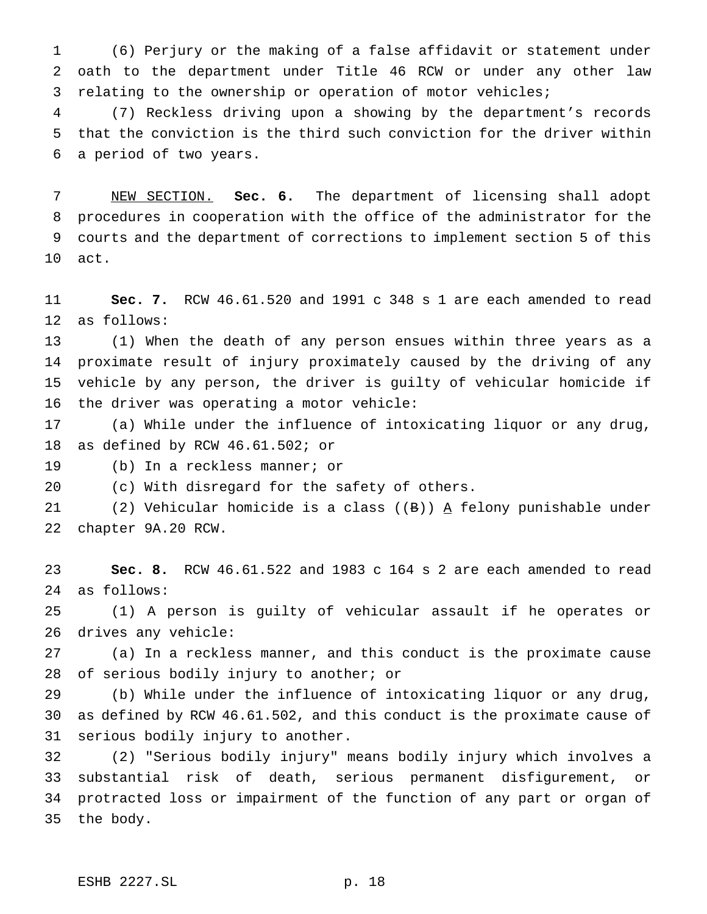(6) Perjury or the making of a false affidavit or statement under oath to the department under Title 46 RCW or under any other law relating to the ownership or operation of motor vehicles;

(7) Reckless driving upon a showing by the department's records that the conviction is the third such conviction for the driver within a period of two years.

NEW SECTION. **Sec. 6.** The department of licensing shall adopt procedures in cooperation with the office of the administrator for the courts and the department of corrections to implement section 5 of this act.

**Sec. 7.** RCW 46.61.520 and 1991 c 348 s 1 are each amended to read as follows:

(1) When the death of any person ensues within three years as a proximate result of injury proximately caused by the driving of any vehicle by any person, the driver is guilty of vehicular homicide if the driver was operating a motor vehicle:

(a) While under the influence of intoxicating liquor or any drug, as defined by RCW 46.61.502; or

(b) In a reckless manner; or

(c) With disregard for the safety of others.

(2) Vehicular homicide is a class ((~~B~~)) A felony punishable under chapter 9A.20 RCW.

**Sec. 8.** RCW 46.61.522 and 1983 c 164 s 2 are each amended to read as follows:

(1) A person is guilty of vehicular assault if he operates or drives any vehicle:

(a) In a reckless manner, and this conduct is the proximate cause of serious bodily injury to another; or

(b) While under the influence of intoxicating liquor or any drug, as defined by RCW 46.61.502, and this conduct is the proximate cause of serious bodily injury to another.

(2) "Serious bodily injury" means bodily injury which involves a substantial risk of death, serious permanent disfigurement, or protracted loss or impairment of the function of any part or organ of the body.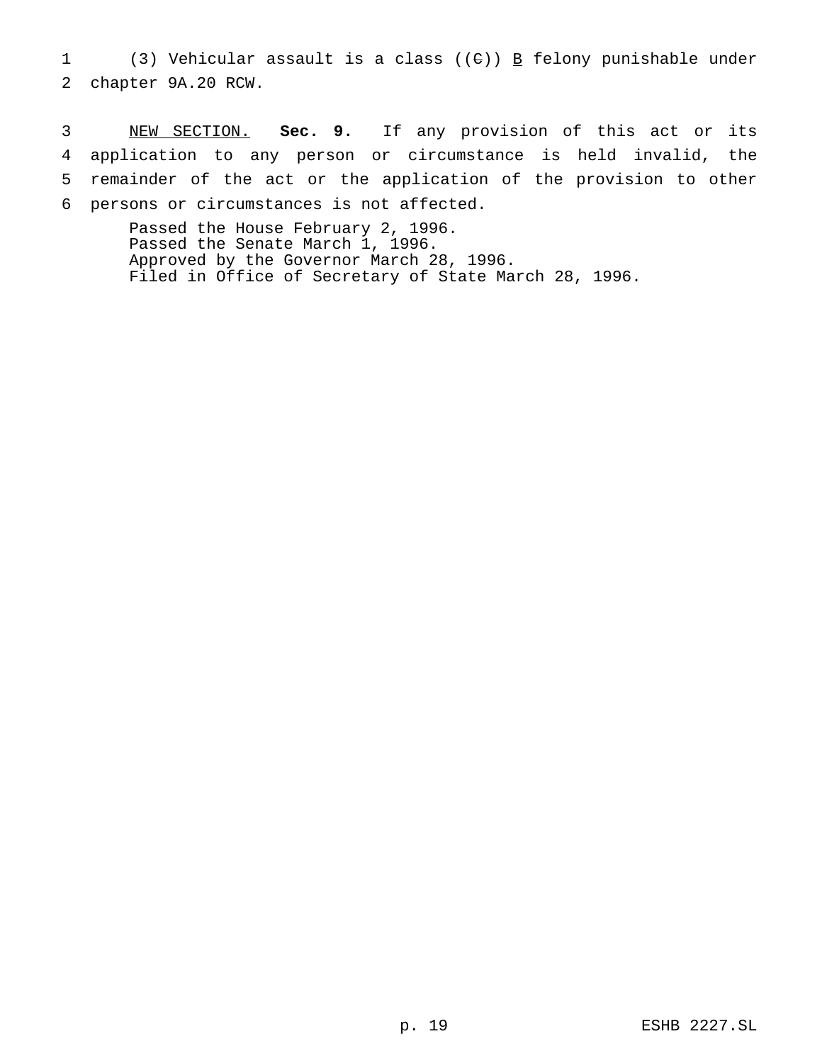(3) Vehicular assault is a class ((~~C~~)) <u>B</u> felony punishable under chapter 9A.20 RCW.

<u>NEW SECTION.</u> **Sec. 9.** If any provision of this act or its application to any person or circumstance is held invalid, the remainder of the act or the application of the provision to other persons or circumstances is not affected.

Passed the House February 2, 1996.
Passed the Senate March 1, 1996.
Approved by the Governor March 28, 1996.
Filed in Office of Secretary of State March 28, 1996.